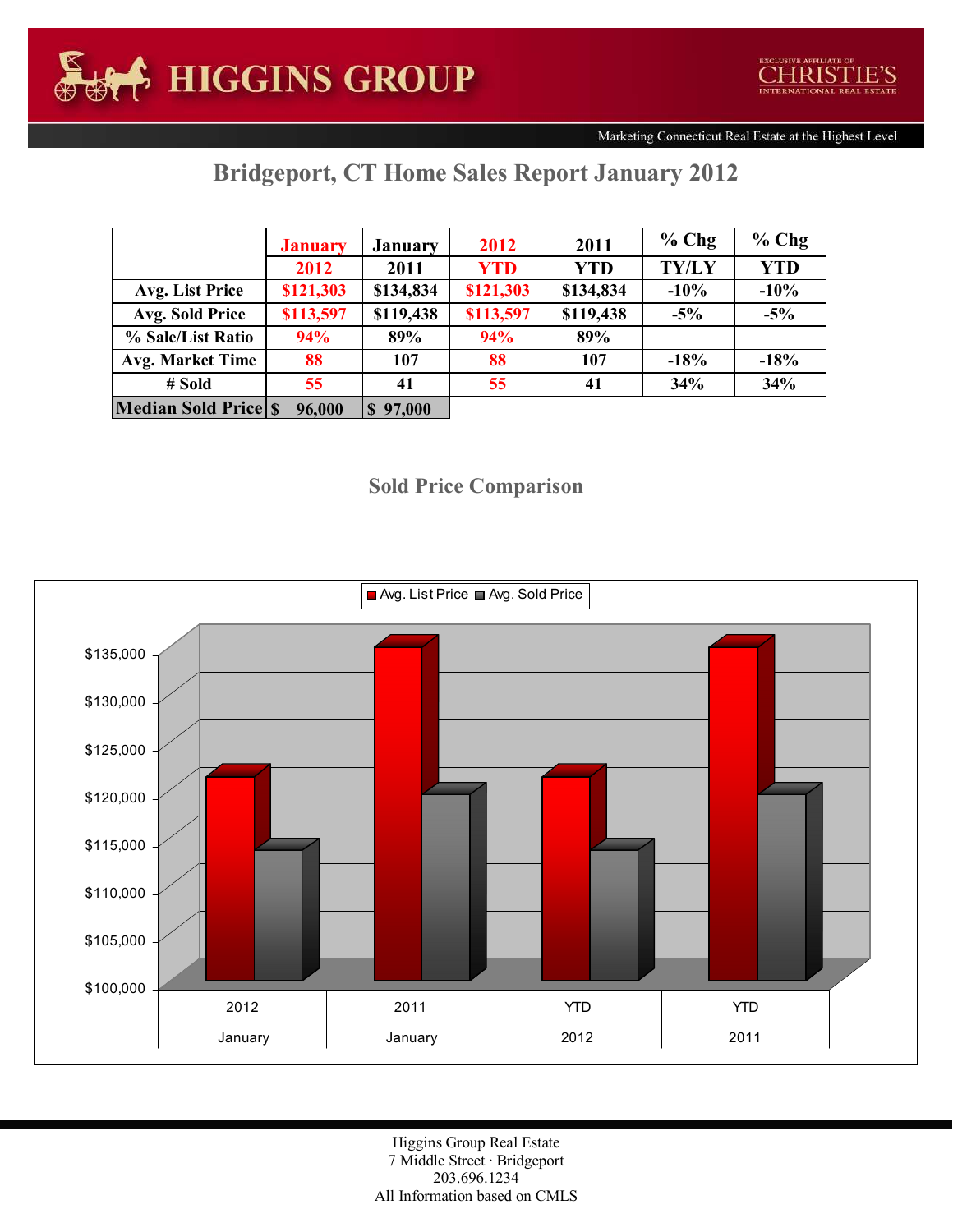HIGGINS GROUP

EXCLUSIVE AFFILIATE OF CHRISTIE'S INTERNATIONAL REAL ESTATE

Marketing Connecticut Real Estate at the Highest Level

## Bridgeport, CT Home Sales Report January 2012

| | January 2012 | January 2011 | 2012 YTD | 2011 YTD | % Chg TY/LY | % Chg YTD |
|---|---|---|---|---|---|---|
| Avg. List Price | $121,303 | $134,834 | $121,303 | $134,834 | -10% | -10% |
| Avg. Sold Price | $113,597 | $119,438 | $113,597 | $119,438 | -5% | -5% |
| % Sale/List Ratio | 94% | 89% | 94% | 89% | | |
| Avg. Market Time | 88 | 107 | 88 | 107 | -18% | -18% |
| # Sold | 55 | 41 | 55 | 41 | 34% | 34% |
| Median Sold Price | $ 96,000 | $ 97,000 | | | | |

### Sold Price Comparison

Higgins Group Real Estate
7 Middle Street · Bridgeport
203.696.1234
All Information based on CMLS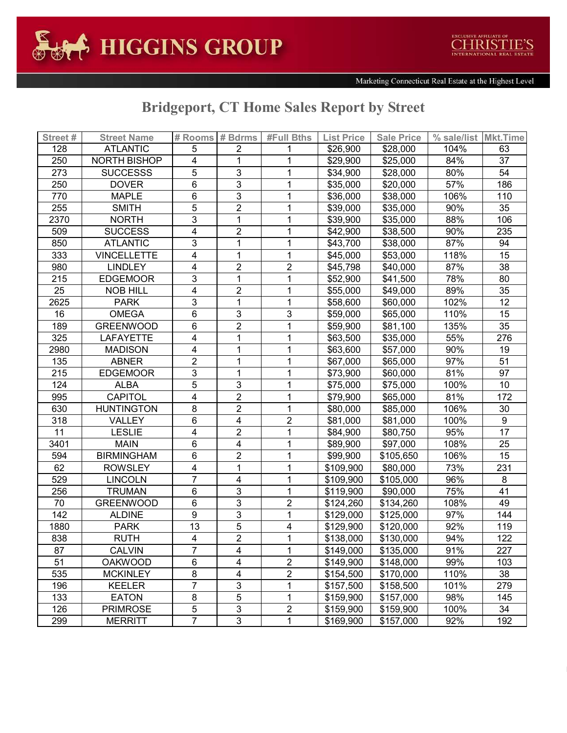# Bridgeport, CT Home Sales Report by Street

| Street # | Street Name | # Rooms | # Bdrms | #Full Bths | List Price | Sale Price | % sale/list | Mkt.Time |
|---|---|---|---|---|---|---|---|---|
| 128 | ATLANTIC | 5 | 2 | 1 | $26,900 | $28,000 | 104% | 63 |
| 250 | NORTH BISHOP | 4 | 1 | 1 | $29,900 | $25,000 | 84% | 37 |
| 273 | SUCCESSS | 5 | 3 | 1 | $34,900 | $28,000 | 80% | 54 |
| 250 | DOVER | 6 | 3 | 1 | $35,000 | $20,000 | 57% | 186 |
| 770 | MAPLE | 6 | 3 | 1 | $36,000 | $38,000 | 106% | 110 |
| 255 | SMITH | 5 | 2 | 1 | $39,000 | $35,000 | 90% | 35 |
| 2370 | NORTH | 3 | 1 | 1 | $39,900 | $35,000 | 88% | 106 |
| 509 | SUCCESS | 4 | 2 | 1 | $42,900 | $38,500 | 90% | 235 |
| 850 | ATLANTIC | 3 | 1 | 1 | $43,700 | $38,000 | 87% | 94 |
| 333 | VINCELLETTE | 4 | 1 | 1 | $45,000 | $53,000 | 118% | 15 |
| 980 | LINDLEY | 4 | 2 | 2 | $45,798 | $40,000 | 87% | 38 |
| 215 | EDGEMOOR | 3 | 1 | 1 | $52,900 | $41,500 | 78% | 80 |
| 25 | NOB HILL | 4 | 2 | 1 | $55,000 | $49,000 | 89% | 35 |
| 2625 | PARK | 3 | 1 | 1 | $58,600 | $60,000 | 102% | 12 |
| 16 | OMEGA | 6 | 3 | 3 | $59,000 | $65,000 | 110% | 15 |
| 189 | GREENWOOD | 6 | 2 | 1 | $59,900 | $81,100 | 135% | 35 |
| 325 | LAFAYETTE | 4 | 1 | 1 | $63,500 | $35,000 | 55% | 276 |
| 2980 | MADISON | 4 | 1 | 1 | $63,600 | $57,000 | 90% | 19 |
| 135 | ABNER | 2 | 1 | 1 | $67,000 | $65,000 | 97% | 51 |
| 215 | EDGEMOOR | 3 | 1 | 1 | $73,900 | $60,000 | 81% | 97 |
| 124 | ALBA | 5 | 3 | 1 | $75,000 | $75,000 | 100% | 10 |
| 995 | CAPITOL | 4 | 2 | 1 | $79,900 | $65,000 | 81% | 172 |
| 630 | HUNTINGTON | 8 | 2 | 1 | $80,000 | $85,000 | 106% | 30 |
| 318 | VALLEY | 6 | 4 | 2 | $81,000 | $81,000 | 100% | 9 |
| 11 | LESLIE | 4 | 2 | 1 | $84,900 | $80,750 | 95% | 17 |
| 3401 | MAIN | 6 | 4 | 1 | $89,900 | $97,000 | 108% | 25 |
| 594 | BIRMINGHAM | 6 | 2 | 1 | $99,900 | $105,650 | 106% | 15 |
| 62 | ROWSLEY | 4 | 1 | 1 | $109,900 | $80,000 | 73% | 231 |
| 529 | LINCOLN | 7 | 4 | 1 | $109,900 | $105,000 | 96% | 8 |
| 256 | TRUMAN | 6 | 3 | 1 | $119,900 | $90,000 | 75% | 41 |
| 70 | GREENWOOD | 6 | 3 | 2 | $124,260 | $134,260 | 108% | 49 |
| 142 | ALDINE | 9 | 3 | 1 | $129,000 | $125,000 | 97% | 144 |
| 1880 | PARK | 13 | 5 | 4 | $129,900 | $120,000 | 92% | 119 |
| 838 | RUTH | 4 | 2 | 1 | $138,000 | $130,000 | 94% | 122 |
| 87 | CALVIN | 7 | 4 | 1 | $149,000 | $135,000 | 91% | 227 |
| 51 | OAKWOOD | 6 | 4 | 2 | $149,900 | $148,000 | 99% | 103 |
| 535 | MCKINLEY | 8 | 4 | 2 | $154,500 | $170,000 | 110% | 38 |
| 196 | KEELER | 7 | 3 | 1 | $157,500 | $158,500 | 101% | 279 |
| 133 | EATON | 8 | 5 | 1 | $159,900 | $157,000 | 98% | 145 |
| 126 | PRIMROSE | 5 | 3 | 2 | $159,900 | $159,900 | 100% | 34 |
| 299 | MERRITT | 7 | 3 | 1 | $169,900 | $157,000 | 92% | 192 |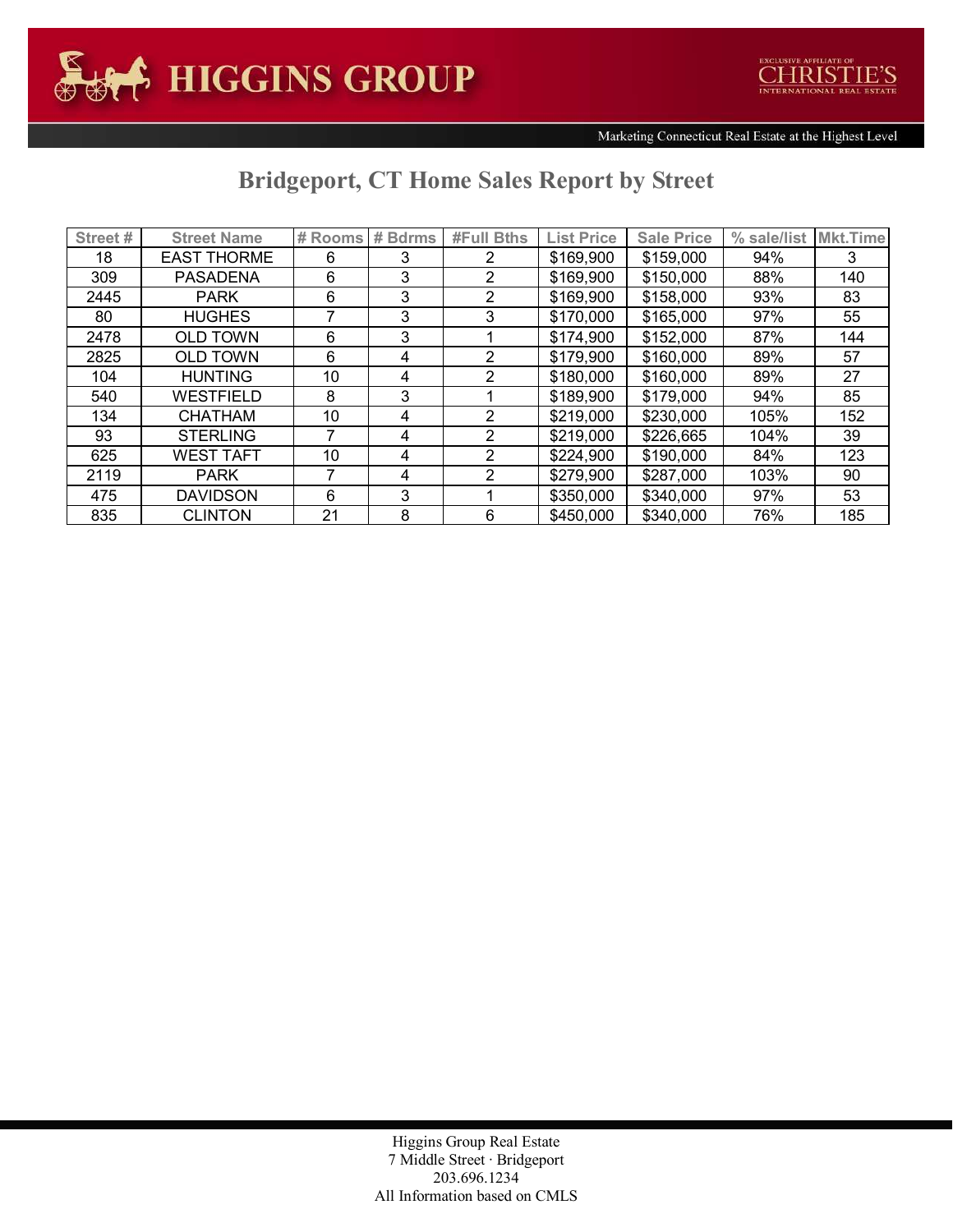# Bridgeport, CT Home Sales Report by Street

| Street # | Street Name | # Rooms | # Bdrms | #Full Bths | List Price | Sale Price | % sale/list | Mkt.Time |
|---|---|---|---|---|---|---|---|---|
| 18 | EAST THORME | 6 | 3 | 2 | $169,900 | $159,000 | 94% | 3 |
| 309 | PASADENA | 6 | 3 | 2 | $169,900 | $150,000 | 88% | 140 |
| 2445 | PARK | 6 | 3 | 2 | $169,900 | $158,000 | 93% | 83 |
| 80 | HUGHES | 7 | 3 | 3 | $170,000 | $165,000 | 97% | 55 |
| 2478 | OLD TOWN | 6 | 3 | 1 | $174,900 | $152,000 | 87% | 144 |
| 2825 | OLD TOWN | 6 | 4 | 2 | $179,900 | $160,000 | 89% | 57 |
| 104 | HUNTING | 10 | 4 | 2 | $180,000 | $160,000 | 89% | 27 |
| 540 | WESTFIELD | 8 | 3 | 1 | $189,900 | $179,000 | 94% | 85 |
| 134 | CHATHAM | 10 | 4 | 2 | $219,000 | $230,000 | 105% | 152 |
| 93 | STERLING | 7 | 4 | 2 | $219,000 | $226,665 | 104% | 39 |
| 625 | WEST TAFT | 10 | 4 | 2 | $224,900 | $190,000 | 84% | 123 |
| 2119 | PARK | 7 | 4 | 2 | $279,900 | $287,000 | 103% | 90 |
| 475 | DAVIDSON | 6 | 3 | 1 | $350,000 | $340,000 | 97% | 53 |
| 835 | CLINTON | 21 | 8 | 6 | $450,000 | $340,000 | 76% | 185 |